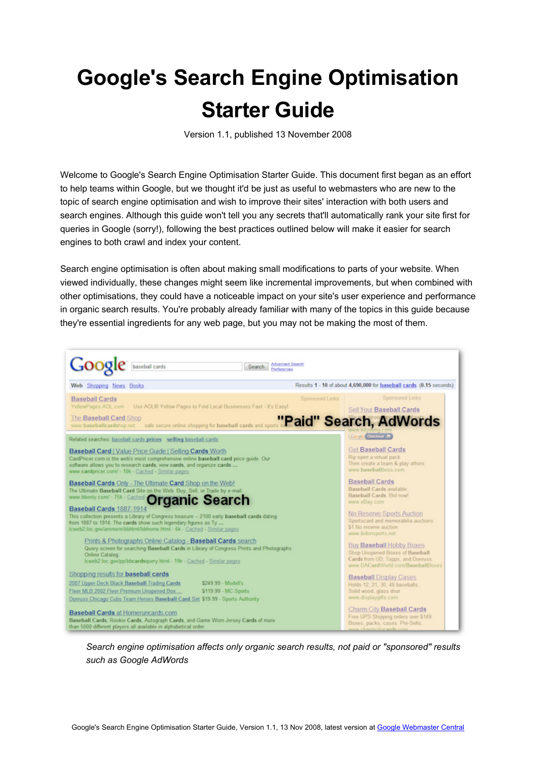# Google's Search Engine Optimisation Starter Guide

Version 1.1, published 13 November 2008

Welcome to Google's Search Engine Optimisation Starter Guide. This document first began as an effort to help teams within Google, but we thought it'd be just as useful to webmasters who are new to the topic of search engine optimisation and wish to improve their sites' interaction with both users and search engines. Although this guide won't tell you any secrets that'll automatically rank your site first for queries in Google (sorry!), following the best practices outlined below will make it easier for search engines to both crawl and index your content.

Search engine optimisation is often about making small modifications to parts of your website. When viewed individually, these changes might seem like incremental improvements, but when combined with other optimisations, they could have a noticeable impact on your site's user experience and performance in organic search results. You're probably already familiar with many of the topics in this guide because they're essential ingredients for any web page, but you may not be making the most of them.

*Search engine optimisation affects only organic search results, not paid or "sponsored" results such as Google AdWords*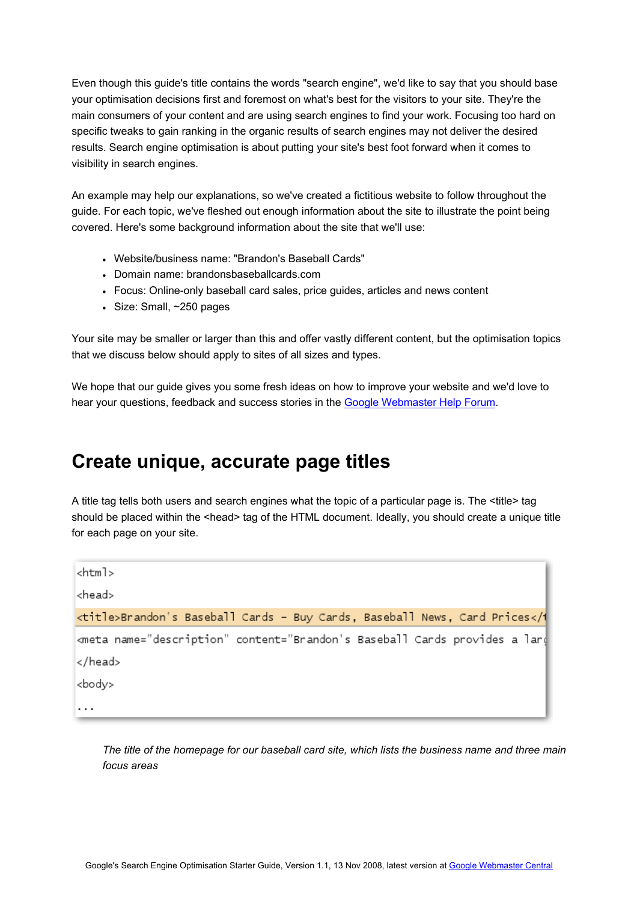Even though this guide's title contains the words "search engine", we'd like to say that you should base your optimisation decisions first and foremost on what's best for the visitors to your site. They're the main consumers of your content and are using search engines to find your work. Focusing too hard on specific tweaks to gain ranking in the organic results of search engines may not deliver the desired results. Search engine optimisation is about putting your site's best foot forward when it comes to visibility in search engines.

An example may help our explanations, so we've created a fictitious website to follow throughout the guide. For each topic, we've fleshed out enough information about the site to illustrate the point being covered. Here's some background information about the site that we'll use:

- Website/business name: "Brandon's Baseball Cards"
- Domain name: brandonsbaseballcards.com
- Focus: Online-only baseball card sales, price guides, articles and news content
- Size: Small, ~250 pages

Your site may be smaller or larger than this and offer vastly different content, but the optimisation topics that we discuss below should apply to sites of all sizes and types.

We hope that our guide gives you some fresh ideas on how to improve your website and we'd love to hear your questions, feedback and success stories in the [Google Webmaster Help Forum](Google Webmaster Help Forum).

## Create unique, accurate page titles

A title tag tells both users and search engines what the topic of a particular page is. The <title> tag should be placed within the <head> tag of the HTML document. Ideally, you should create a unique title for each page on your site.

```
<html>
<head>
<title>Brandon's Baseball Cards - Buy Cards, Baseball News, Card Prices</t
<meta name="description" content="Brandon's Baseball Cards provides a lar
</head>
<body>
...
```

*The title of the homepage for our baseball card site, which lists the business name and three main focus areas*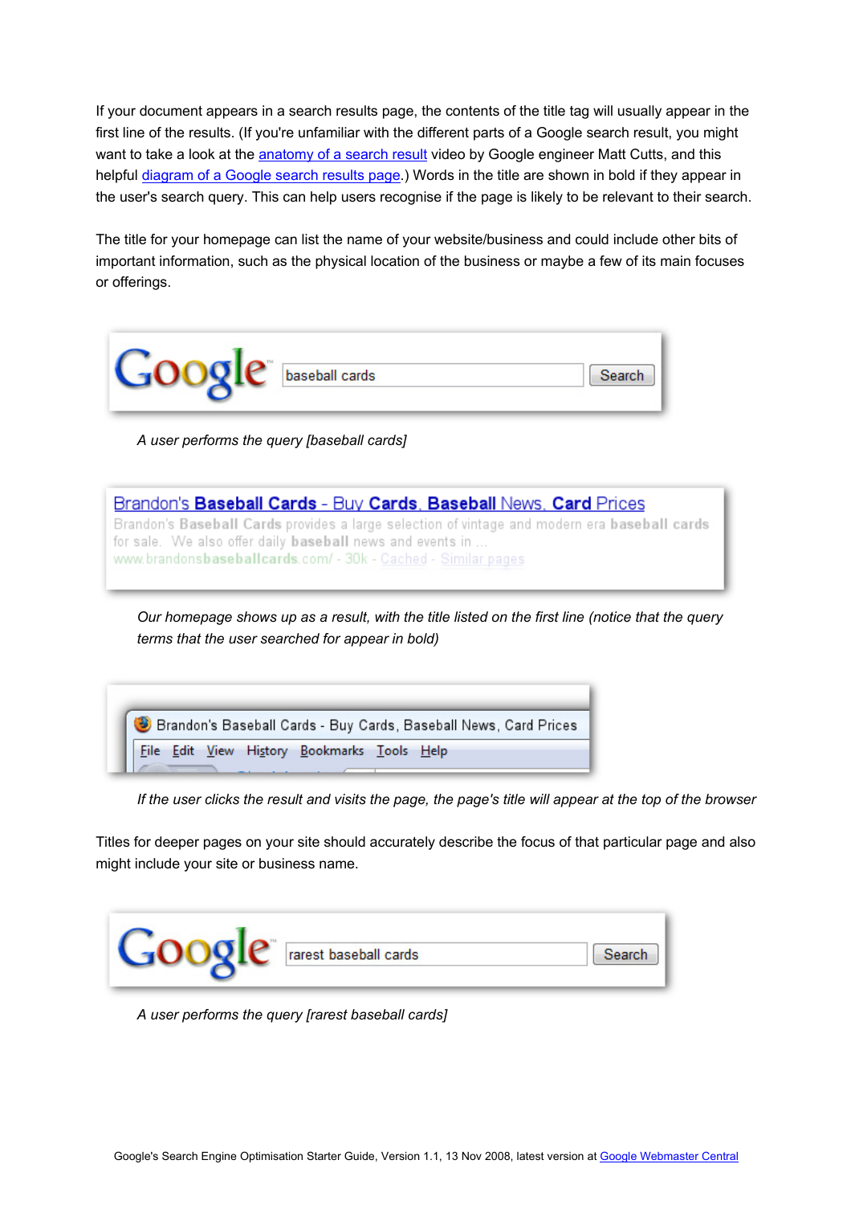If your document appears in a search results page, the contents of the title tag will usually appear in the first line of the results. (If you're unfamiliar with the different parts of a Google search result, you might want to take a look at the anatomy of a search result video by Google engineer Matt Cutts, and this helpful diagram of a Google search results page.) Words in the title are shown in bold if they appear in the user's search query. This can help users recognise if the page is likely to be relevant to their search.

The title for your homepage can list the name of your website/business and could include other bits of important information, such as the physical location of the business or maybe a few of its main focuses or offerings.

*A user performs the query [baseball cards]*

*Our homepage shows up as a result, with the title listed on the first line (notice that the query terms that the user searched for appear in bold)*

*If the user clicks the result and visits the page, the page's title will appear at the top of the browser*

Titles for deeper pages on your site should accurately describe the focus of that particular page and also might include your site or business name.

*A user performs the query [rarest baseball cards]*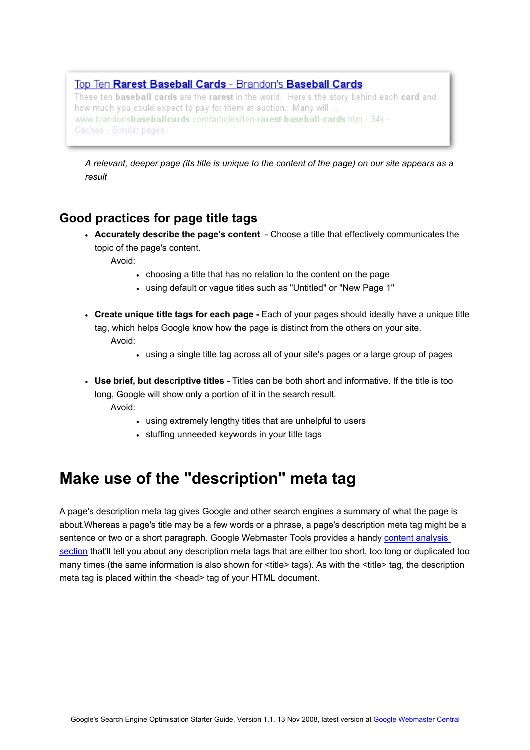Top Ten **Rarest Baseball Cards** - Brandon's **Baseball Cards**
These ten **baseball cards** are the **rarest** in the world. Here's the story behind each **card** and how much you could expect to pay for them at auction. Many will ...
www.brandons**baseballcards**.com/articles/ten-**rarest-baseball-cards**.htm - 34k - Cached - Similar pages

*A relevant, deeper page (its title is unique to the content of the page) on our site appears as a result*

## Good practices for page title tags

- **Accurately describe the page's content** - Choose a title that effectively communicates the topic of the page's content.
  Avoid:
  - choosing a title that has no relation to the content on the page
  - using default or vague titles such as "Untitled" or "New Page 1"
- **Create unique title tags for each page -** Each of your pages should ideally have a unique title tag, which helps Google know how the page is distinct from the others on your site.
  Avoid:
  - using a single title tag across all of your site's pages or a large group of pages
- **Use brief, but descriptive titles -** Titles can be both short and informative. If the title is too long, Google will show only a portion of it in the search result.
  Avoid:
  - using extremely lengthy titles that are unhelpful to users
  - stuffing unneeded keywords in your title tags

# Make use of the "description" meta tag

A page's description meta tag gives Google and other search engines a summary of what the page is about.Whereas a page's title may be a few words or a phrase, a page's description meta tag might be a sentence or two or a short paragraph. Google Webmaster Tools provides a handy content analysis section that'll tell you about any description meta tags that are either too short, too long or duplicated too many times (the same information is also shown for <title> tags). As with the <title> tag, the description meta tag is placed within the <head> tag of your HTML document.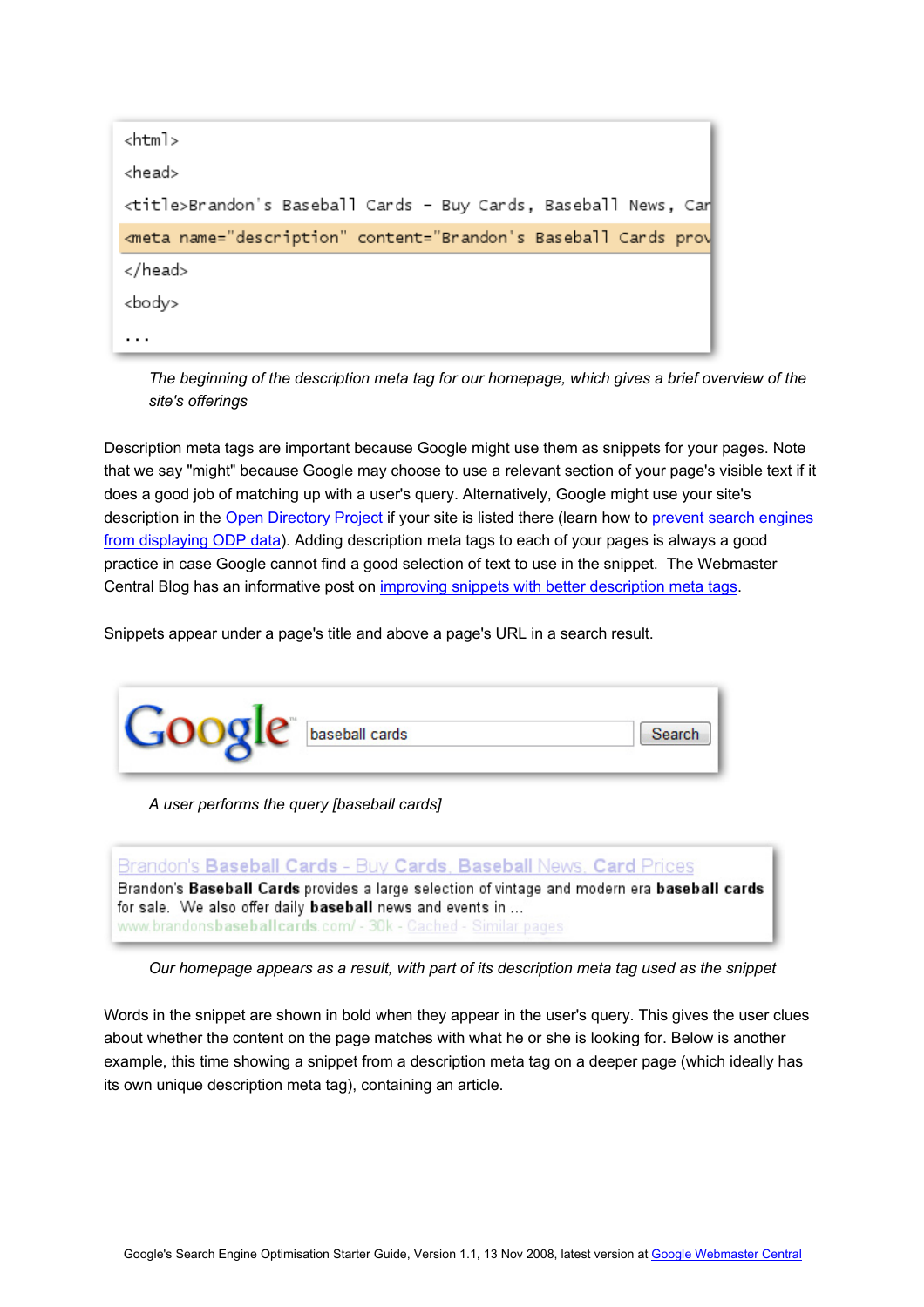```
<html>
<head>
<title>Brandon's Baseball Cards - Buy Cards, Baseball News, Car
<meta name="description" content="Brandon's Baseball Cards prov
</head>
<body>
...
```

*The beginning of the description meta tag for our homepage, which gives a brief overview of the site's offerings*

Description meta tags are important because Google might use them as snippets for your pages. Note that we say "might" because Google may choose to use a relevant section of your page's visible text if it does a good job of matching up with a user's query. Alternatively, Google might use your site's description in the Open Directory Project if your site is listed there (learn how to prevent search engines from displaying ODP data). Adding description meta tags to each of your pages is always a good practice in case Google cannot find a good selection of text to use in the snippet. The Webmaster Central Blog has an informative post on improving snippets with better description meta tags.

Snippets appear under a page's title and above a page's URL in a search result.

Google [baseball cards] Search

*A user performs the query [baseball cards]*

Brandon's **Baseball Cards** - Buy **Cards**, **Baseball** News, **Card** Prices
Brandon's **Baseball Cards** provides a large selection of vintage and modern era **baseball cards** for sale. We also offer daily **baseball** news and events in ...
www.brandons**baseballcards**.com/ - 30k - Cached - Similar pages

*Our homepage appears as a result, with part of its description meta tag used as the snippet*

Words in the snippet are shown in bold when they appear in the user's query. This gives the user clues about whether the content on the page matches with what he or she is looking for. Below is another example, this time showing a snippet from a description meta tag on a deeper page (which ideally has its own unique description meta tag), containing an article.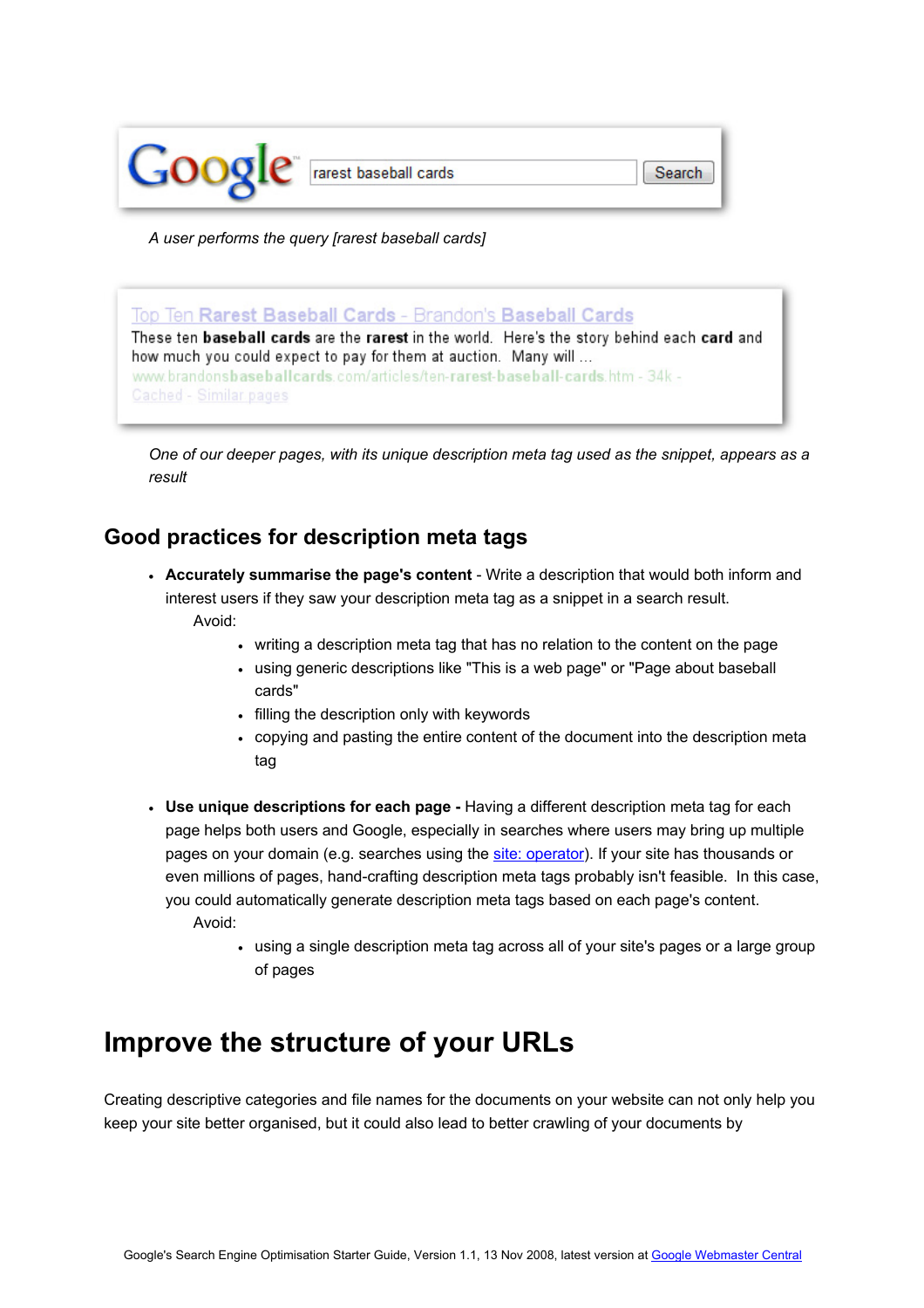*A user performs the query [rarest baseball cards]*

*One of our deeper pages, with its unique description meta tag used as the snippet, appears as a result*

## Good practices for description meta tags

- **Accurately summarise the page's content** - Write a description that would both inform and interest users if they saw your description meta tag as a snippet in a search result.
  
  Avoid:
  - writing a description meta tag that has no relation to the content on the page
  - using generic descriptions like "This is a web page" or "Page about baseball cards"
  - filling the description only with keywords
  - copying and pasting the entire content of the document into the description meta tag

- **Use unique descriptions for each page -** Having a different description meta tag for each page helps both users and Google, especially in searches where users may bring up multiple pages on your domain (e.g. searches using the site: operator). If your site has thousands or even millions of pages, hand-crafting description meta tags probably isn't feasible. In this case, you could automatically generate description meta tags based on each page's content.
  
  Avoid:
  - using a single description meta tag across all of your site's pages or a large group of pages

# Improve the structure of your URLs

Creating descriptive categories and file names for the documents on your website can not only help you keep your site better organised, but it could also lead to better crawling of your documents by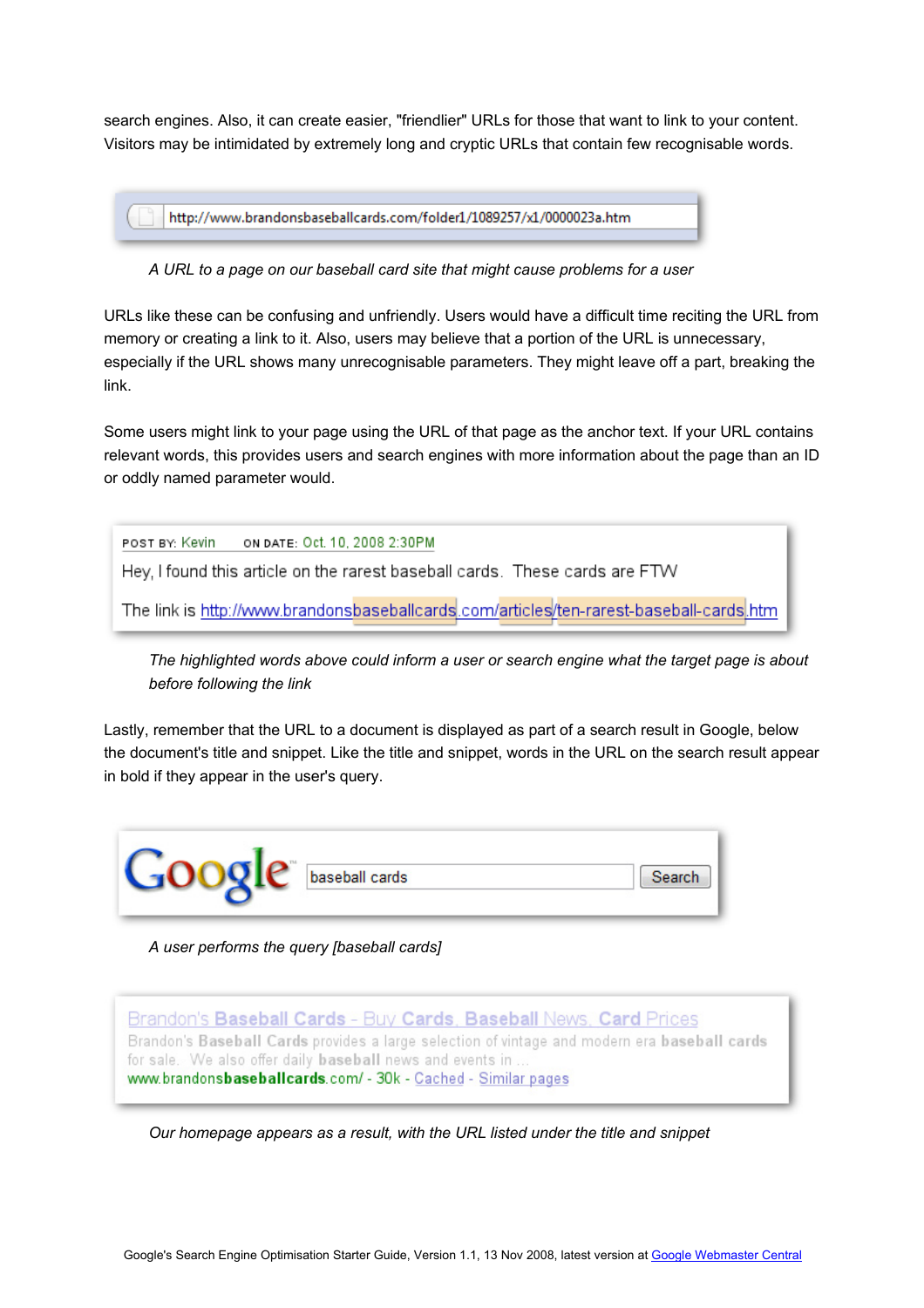search engines. Also, it can create easier, "friendlier" URLs for those that want to link to your content. Visitors may be intimidated by extremely long and cryptic URLs that contain few recognisable words.

http://www.brandonsbaseballcards.com/folder1/1089257/x1/0000023a.htm

*A URL to a page on our baseball card site that might cause problems for a user*

URLs like these can be confusing and unfriendly. Users would have a difficult time reciting the URL from memory or creating a link to it. Also, users may believe that a portion of the URL is unnecessary, especially if the URL shows many unrecognisable parameters. They might leave off a part, breaking the link.

Some users might link to your page using the URL of that page as the anchor text. If your URL contains relevant words, this provides users and search engines with more information about the page than an ID or oddly named parameter would.

POST BY: Kevin ON DATE: Oct. 10, 2008 2:30PM

Hey, I found this article on the rarest baseball cards. These cards are FTW

The link is http://www.brandonsbaseballcards.com/articles/ten-rarest-baseball-cards.htm

*The highlighted words above could inform a user or search engine what the target page is about before following the link*

Lastly, remember that the URL to a document is displayed as part of a search result in Google, below the document's title and snippet. Like the title and snippet, words in the URL on the search result appear in bold if they appear in the user's query.

Google [baseball cards] Search

*A user performs the query [baseball cards]*

Brandon's **Baseball Cards** - Buy **Cards**, **Baseball** News, **Card** Prices
Brandon's **Baseball Cards** provides a large selection of vintage and modern era **baseball cards** for sale. We also offer daily **baseball** news and events in ...
www.brandons**baseballcards**.com/ - 30k - Cached - Similar pages

*Our homepage appears as a result, with the URL listed under the title and snippet*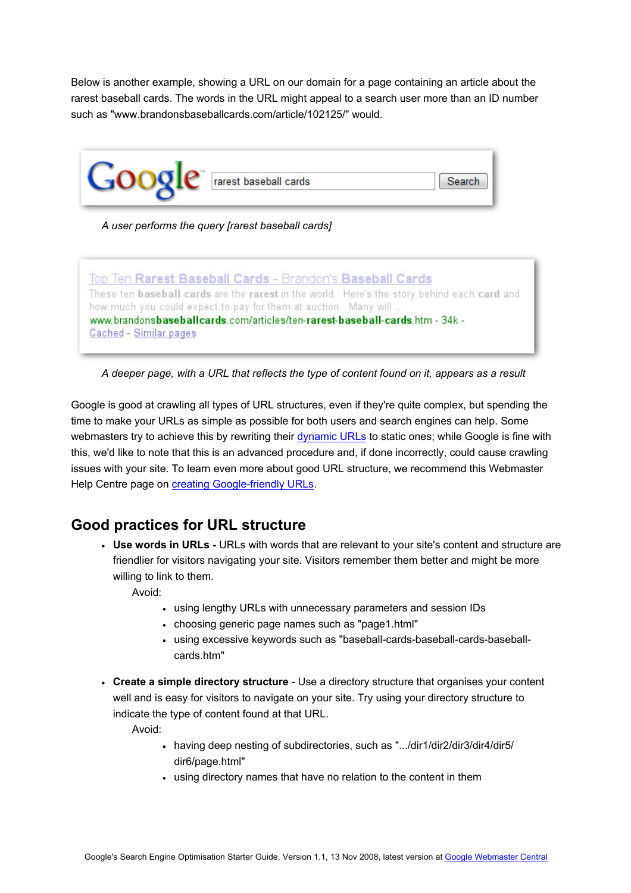Below is another example, showing a URL on our domain for a page containing an article about the rarest baseball cards. The words in the URL might appeal to a search user more than an ID number such as "www.brandonsbaseballcards.com/article/102125/" would.

*A user performs the query [rarest baseball cards]*

*A deeper page, with a URL that reflects the type of content found on it, appears as a result*

Google is good at crawling all types of URL structures, even if they're quite complex, but spending the time to make your URLs as simple as possible for both users and search engines can help. Some webmasters try to achieve this by rewriting their dynamic URLs to static ones; while Google is fine with this, we'd like to note that this is an advanced procedure and, if done incorrectly, could cause crawling issues with your site. To learn even more about good URL structure, we recommend this Webmaster Help Centre page on creating Google-friendly URLs.

## Good practices for URL structure

- **Use words in URLs -** URLs with words that are relevant to your site's content and structure are friendlier for visitors navigating your site. Visitors remember them better and might be more willing to link to them.
  
  Avoid:
  - using lengthy URLs with unnecessary parameters and session IDs
  - choosing generic page names such as "page1.html"
  - using excessive keywords such as "baseball-cards-baseball-cards-baseball-cards.htm"

- **Create a simple directory structure** - Use a directory structure that organises your content well and is easy for visitors to navigate on your site. Try using your directory structure to indicate the type of content found at that URL.
  
  Avoid:
  - having deep nesting of subdirectories, such as ".../dir1/dir2/dir3/dir4/dir5/dir6/page.html"
  - using directory names that have no relation to the content in them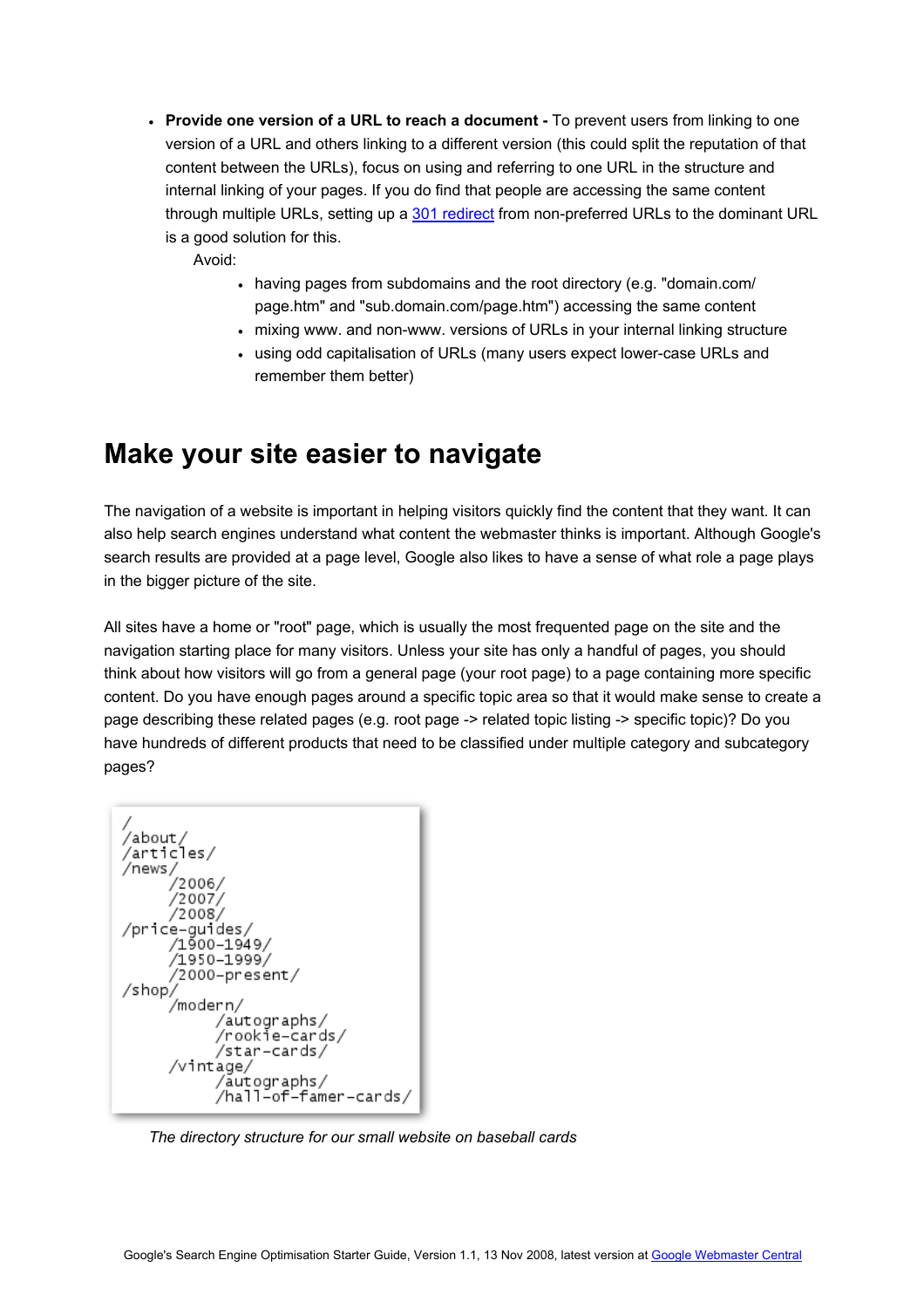- **Provide one version of a URL to reach a document -** To prevent users from linking to one version of a URL and others linking to a different version (this could split the reputation of that content between the URLs), focus on using and referring to one URL in the structure and internal linking of your pages. If you do find that people are accessing the same content through multiple URLs, setting up a [301 redirect]() from non-preferred URLs to the dominant URL is a good solution for this.

  Avoid:

  - having pages from subdomains and the root directory (e.g. "domain.com/page.htm" and "sub.domain.com/page.htm") accessing the same content
  - mixing www. and non-www. versions of URLs in your internal linking structure
  - using odd capitalisation of URLs (many users expect lower-case URLs and remember them better)

# Make your site easier to navigate

The navigation of a website is important in helping visitors quickly find the content that they want. It can also help search engines understand what content the webmaster thinks is important. Although Google's search results are provided at a page level, Google also likes to have a sense of what role a page plays in the bigger picture of the site.

All sites have a home or "root" page, which is usually the most frequented page on the site and the navigation starting place for many visitors. Unless your site has only a handful of pages, you should think about how visitors will go from a general page (your root page) to a page containing more specific content. Do you have enough pages around a specific topic area so that it would make sense to create a page describing these related pages (e.g. root page -> related topic listing -> specific topic)? Do you have hundreds of different products that need to be classified under multiple category and subcategory pages?

```
/
/about/
/articles/
/news/
      /2006/
      /2007/
      /2008/
/price-guides/
      /1900-1949/
      /1950-1999/
      /2000-present/
/shop/
      /modern/
            /autographs/
            /rookie-cards/
            /star-cards/
      /vintage/
            /autographs/
            /hall-of-famer-cards/
```

*The directory structure for our small website on baseball cards*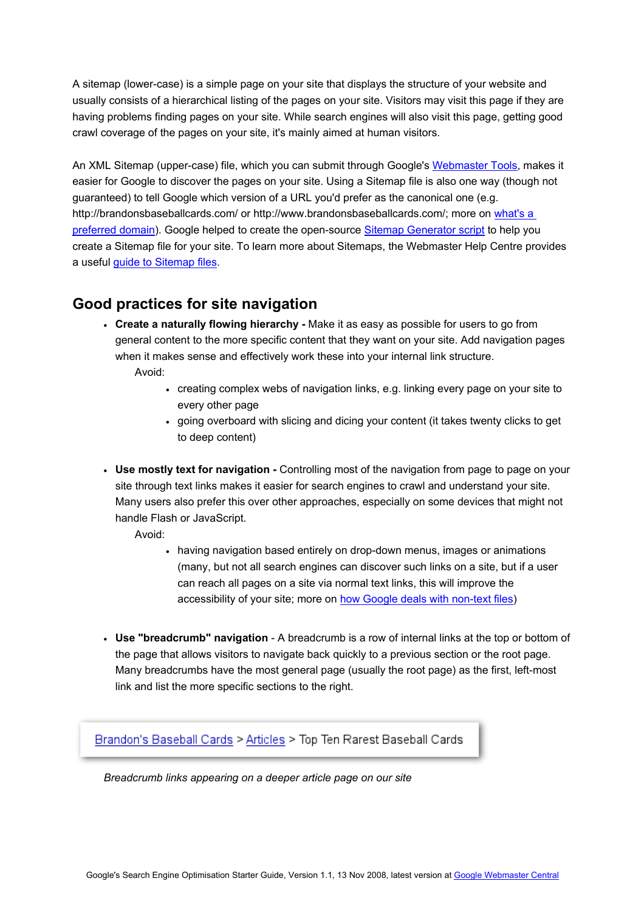A sitemap (lower-case) is a simple page on your site that displays the structure of your website and usually consists of a hierarchical listing of the pages on your site. Visitors may visit this page if they are having problems finding pages on your site. While search engines will also visit this page, getting good crawl coverage of the pages on your site, it's mainly aimed at human visitors.

An XML Sitemap (upper-case) file, which you can submit through Google's Webmaster Tools, makes it easier for Google to discover the pages on your site. Using a Sitemap file is also one way (though not guaranteed) to tell Google which version of a URL you'd prefer as the canonical one (e.g. http://brandonsbaseballcards.com/ or http://www.brandonsbaseballcards.com/; more on what's a preferred domain). Google helped to create the open-source Sitemap Generator script to help you create a Sitemap file for your site. To learn more about Sitemaps, the Webmaster Help Centre provides a useful guide to Sitemap files.

## Good practices for site navigation

- **Create a naturally flowing hierarchy -** Make it as easy as possible for users to go from general content to the more specific content that they want on your site. Add navigation pages when it makes sense and effectively work these into your internal link structure.
  
  Avoid:
  - creating complex webs of navigation links, e.g. linking every page on your site to every other page
  - going overboard with slicing and dicing your content (it takes twenty clicks to get to deep content)

- **Use mostly text for navigation -** Controlling most of the navigation from page to page on your site through text links makes it easier for search engines to crawl and understand your site. Many users also prefer this over other approaches, especially on some devices that might not handle Flash or JavaScript.
  
  Avoid:
  - having navigation based entirely on drop-down menus, images or animations (many, but not all search engines can discover such links on a site, but if a user can reach all pages on a site via normal text links, this will improve the accessibility of your site; more on how Google deals with non-text files)

- **Use "breadcrumb" navigation** - A breadcrumb is a row of internal links at the top or bottom of the page that allows visitors to navigate back quickly to a previous section or the root page. Many breadcrumbs have the most general page (usually the root page) as the first, left-most link and list the more specific sections to the right.

Brandon's Baseball Cards > Articles > Top Ten Rarest Baseball Cards

*Breadcrumb links appearing on a deeper article page on our site*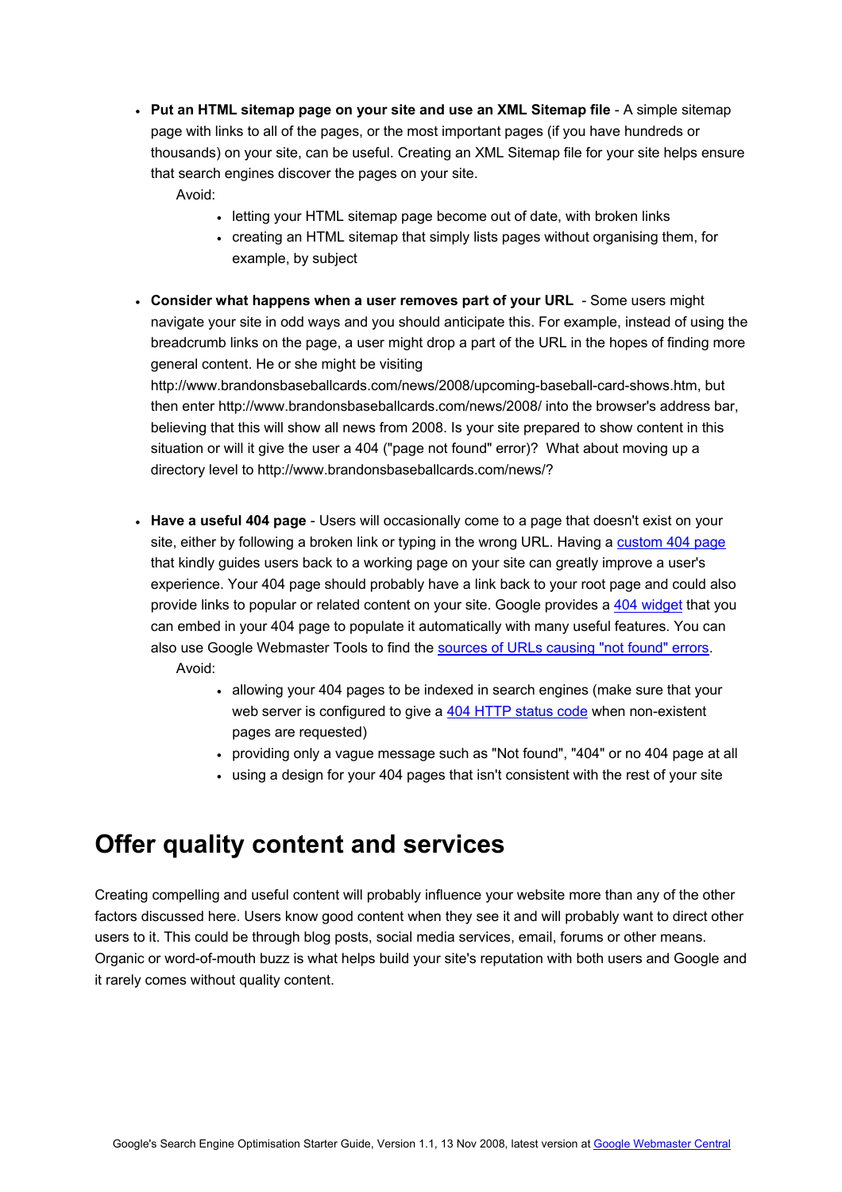- **Put an HTML sitemap page on your site and use an XML Sitemap file** - A simple sitemap page with links to all of the pages, or the most important pages (if you have hundreds or thousands) on your site, can be useful. Creating an XML Sitemap file for your site helps ensure that search engines discover the pages on your site.

  Avoid:
  - letting your HTML sitemap page become out of date, with broken links
  - creating an HTML sitemap that simply lists pages without organising them, for example, by subject

- **Consider what happens when a user removes part of your URL** - Some users might navigate your site in odd ways and you should anticipate this. For example, instead of using the breadcrumb links on the page, a user might drop a part of the URL in the hopes of finding more general content. He or she might be visiting http://www.brandonsbaseballcards.com/news/2008/upcoming-baseball-card-shows.htm, but then enter http://www.brandonsbaseballcards.com/news/2008/ into the browser's address bar, believing that this will show all news from 2008. Is your site prepared to show content in this situation or will it give the user a 404 ("page not found" error)? What about moving up a directory level to http://www.brandonsbaseballcards.com/news/?

- **Have a useful 404 page** - Users will occasionally come to a page that doesn't exist on your site, either by following a broken link or typing in the wrong URL. Having a custom 404 page that kindly guides users back to a working page on your site can greatly improve a user's experience. Your 404 page should probably have a link back to your root page and could also provide links to popular or related content on your site. Google provides a 404 widget that you can embed in your 404 page to populate it automatically with many useful features. You can also use Google Webmaster Tools to find the sources of URLs causing "not found" errors.

  Avoid:
  - allowing your 404 pages to be indexed in search engines (make sure that your web server is configured to give a 404 HTTP status code when non-existent pages are requested)
  - providing only a vague message such as "Not found", "404" or no 404 page at all
  - using a design for your 404 pages that isn't consistent with the rest of your site

# Offer quality content and services

Creating compelling and useful content will probably influence your website more than any of the other factors discussed here. Users know good content when they see it and will probably want to direct other users to it. This could be through blog posts, social media services, email, forums or other means. Organic or word-of-mouth buzz is what helps build your site's reputation with both users and Google and it rarely comes without quality content.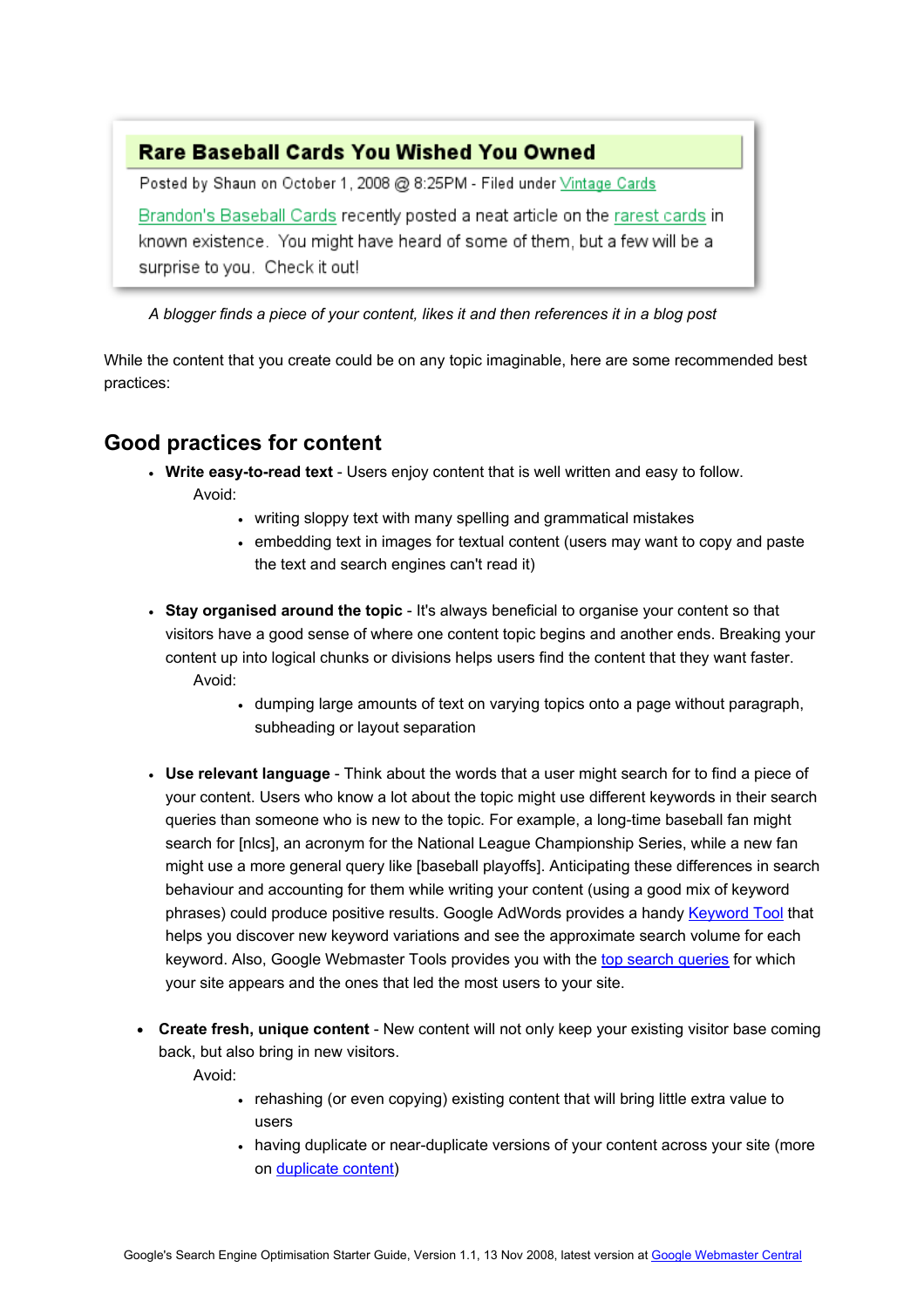**Rare Baseball Cards You Wished You Owned**

Posted by Shaun on October 1, 2008 @ 8:25PM - Filed under Vintage Cards

Brandon's Baseball Cards recently posted a neat article on the rarest cards in known existence. You might have heard of some of them, but a few will be a surprise to you. Check it out!

*A blogger finds a piece of your content, likes it and then references it in a blog post*

While the content that you create could be on any topic imaginable, here are some recommended best practices:

## Good practices for content

- **Write easy-to-read text** - Users enjoy content that is well written and easy to follow.
  Avoid:
  - writing sloppy text with many spelling and grammatical mistakes
  - embedding text in images for textual content (users may want to copy and paste the text and search engines can't read it)

- **Stay organised around the topic** - It's always beneficial to organise your content so that visitors have a good sense of where one content topic begins and another ends. Breaking your content up into logical chunks or divisions helps users find the content that they want faster.
  Avoid:
  - dumping large amounts of text on varying topics onto a page without paragraph, subheading or layout separation

- **Use relevant language** - Think about the words that a user might search for to find a piece of your content. Users who know a lot about the topic might use different keywords in their search queries than someone who is new to the topic. For example, a long-time baseball fan might search for [nlcs], an acronym for the National League Championship Series, while a new fan might use a more general query like [baseball playoffs]. Anticipating these differences in search behaviour and accounting for them while writing your content (using a good mix of keyword phrases) could produce positive results. Google AdWords provides a handy Keyword Tool that helps you discover new keyword variations and see the approximate search volume for each keyword. Also, Google Webmaster Tools provides you with the top search queries for which your site appears and the ones that led the most users to your site.

- **Create fresh, unique content** - New content will not only keep your existing visitor base coming back, but also bring in new visitors.
  Avoid:
  - rehashing (or even copying) existing content that will bring little extra value to users
  - having duplicate or near-duplicate versions of your content across your site (more on duplicate content)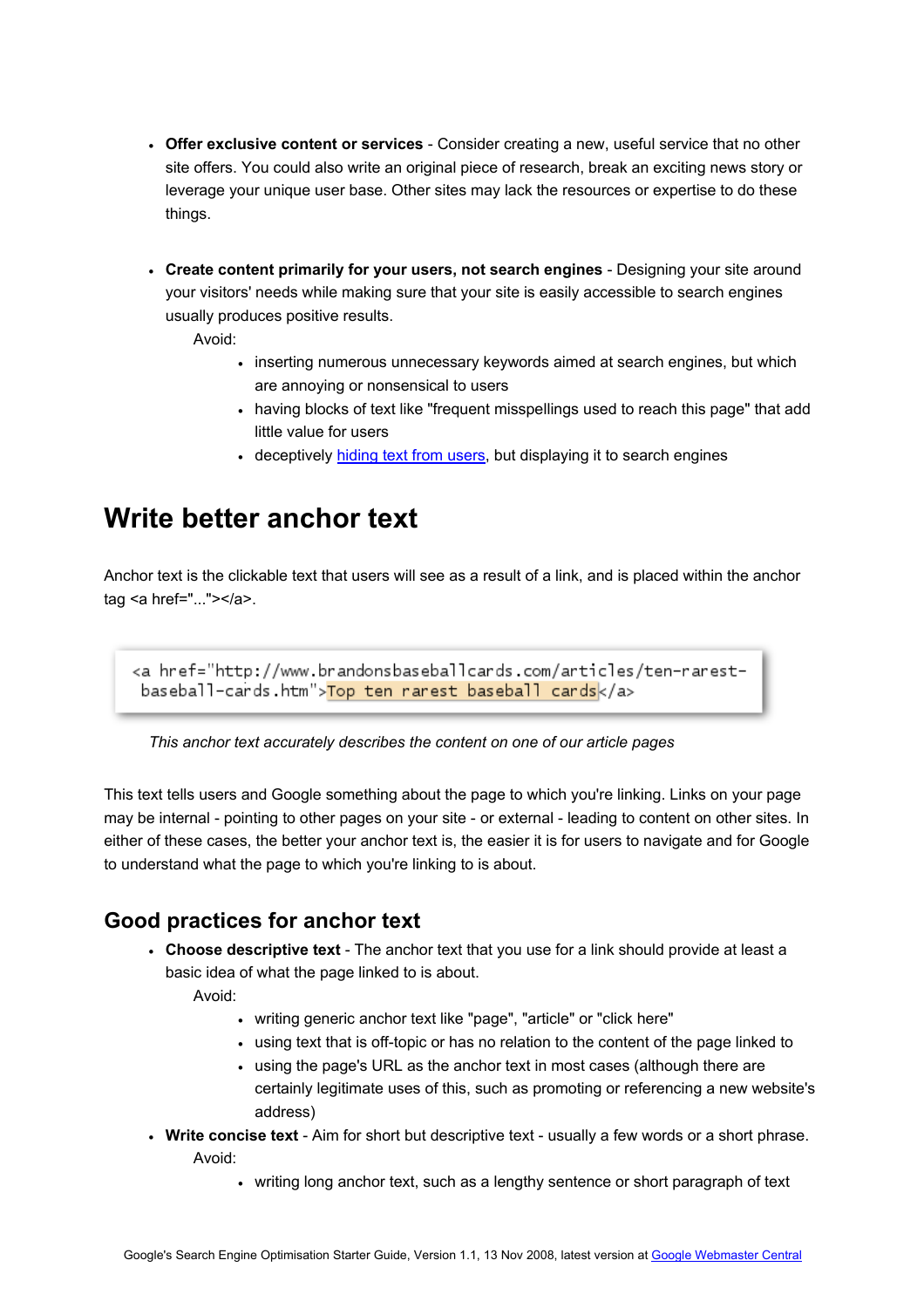- **Offer exclusive content or services** - Consider creating a new, useful service that no other site offers. You could also write an original piece of research, break an exciting news story or leverage your unique user base. Other sites may lack the resources or expertise to do these things.

- **Create content primarily for your users, not search engines** - Designing your site around your visitors' needs while making sure that your site is easily accessible to search engines usually produces positive results.
  Avoid:
  - inserting numerous unnecessary keywords aimed at search engines, but which are annoying or nonsensical to users
  - having blocks of text like "frequent misspellings used to reach this page" that add little value for users
  - deceptively [hiding text from users](), but displaying it to search engines

# Write better anchor text

Anchor text is the clickable text that users will see as a result of a link, and is placed within the anchor tag <a href="..."></a>.

```
<a href="http://www.brandonsbaseballcards.com/articles/ten-rarest-
baseball-cards.htm">Top ten rarest baseball cards</a>
```

*This anchor text accurately describes the content on one of our article pages*

This text tells users and Google something about the page to which you're linking. Links on your page may be internal - pointing to other pages on your site - or external - leading to content on other sites. In either of these cases, the better your anchor text is, the easier it is for users to navigate and for Google to understand what the page to which you're linking to is about.

## Good practices for anchor text

- **Choose descriptive text** - The anchor text that you use for a link should provide at least a basic idea of what the page linked to is about.
  Avoid:
  - writing generic anchor text like "page", "article" or "click here"
  - using text that is off-topic or has no relation to the content of the page linked to
  - using the page's URL as the anchor text in most cases (although there are certainly legitimate uses of this, such as promoting or referencing a new website's address)
- **Write concise text** - Aim for short but descriptive text - usually a few words or a short phrase.
  Avoid:
  - writing long anchor text, such as a lengthy sentence or short paragraph of text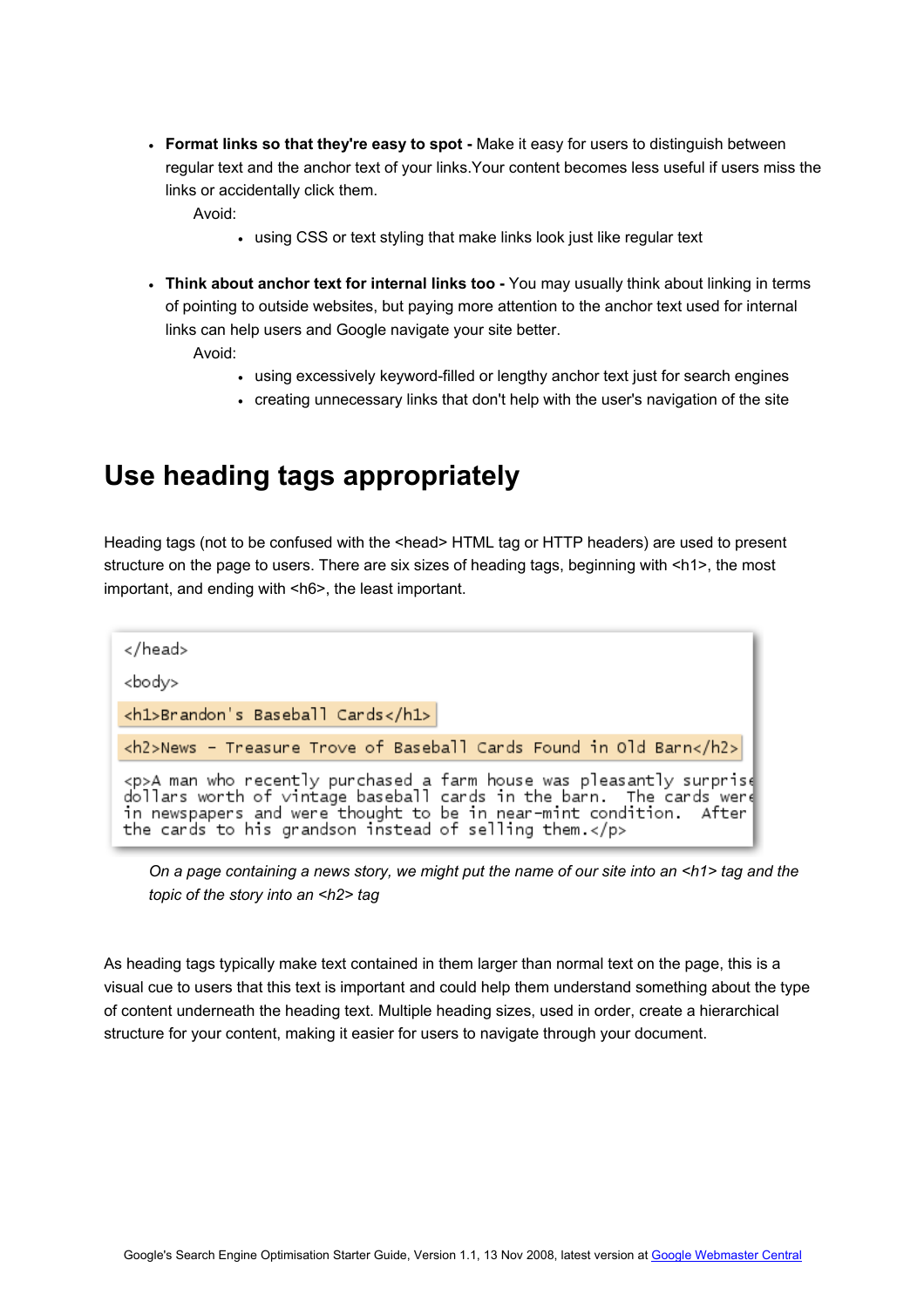- **Format links so that they're easy to spot -** Make it easy for users to distinguish between regular text and the anchor text of your links.Your content becomes less useful if users miss the links or accidentally click them.

  Avoid:

  - using CSS or text styling that make links look just like regular text

- **Think about anchor text for internal links too -** You may usually think about linking in terms of pointing to outside websites, but paying more attention to the anchor text used for internal links can help users and Google navigate your site better.

  Avoid:

  - using excessively keyword-filled or lengthy anchor text just for search engines
  - creating unnecessary links that don't help with the user's navigation of the site

# Use heading tags appropriately

Heading tags (not to be confused with the <head> HTML tag or HTTP headers) are used to present structure on the page to users. There are six sizes of heading tags, beginning with <h1>, the most important, and ending with <h6>, the least important.

```
</head>
<body>
<h1>Brandon's Baseball Cards</h1>
<h2>News - Treasure Trove of Baseball Cards Found in Old Barn</h2>
<p>A man who recently purchased a farm house was pleasantly surprise
dollars worth of vintage baseball cards in the barn.  The cards were
in newspapers and were thought to be in near-mint condition.  After
the cards to his grandson instead of selling them.</p>
```

*On a page containing a news story, we might put the name of our site into an <h1> tag and the topic of the story into an <h2> tag*

As heading tags typically make text contained in them larger than normal text on the page, this is a visual cue to users that this text is important and could help them understand something about the type of content underneath the heading text. Multiple heading sizes, used in order, create a hierarchical structure for your content, making it easier for users to navigate through your document.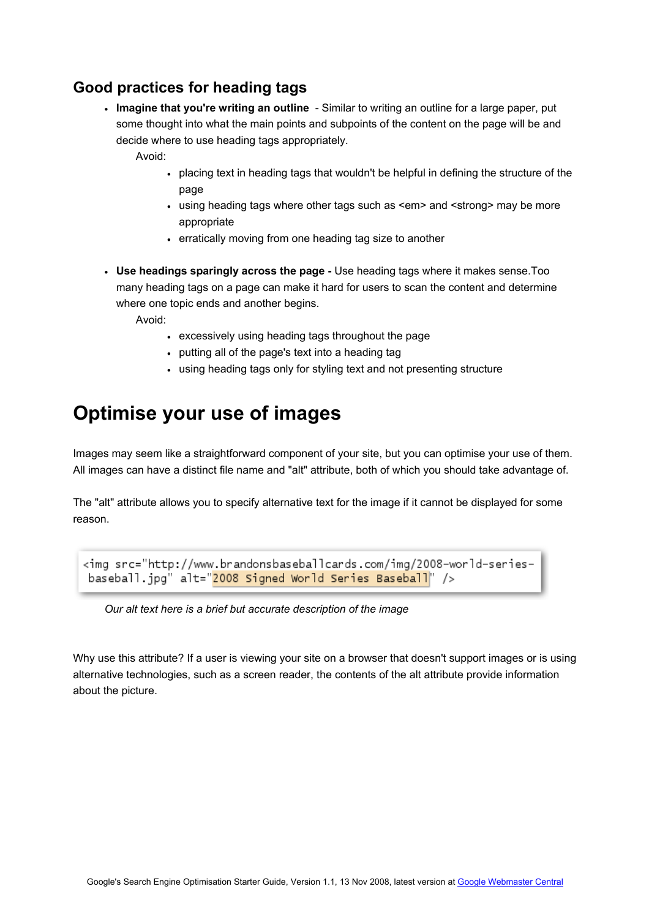### Good practices for heading tags

- **Imagine that you're writing an outline** - Similar to writing an outline for a large paper, put some thought into what the main points and subpoints of the content on the page will be and decide where to use heading tags appropriately.

  Avoid:
  - placing text in heading tags that wouldn't be helpful in defining the structure of the page
  - using heading tags where other tags such as <em> and <strong> may be more appropriate
  - erratically moving from one heading tag size to another

- **Use headings sparingly across the page -** Use heading tags where it makes sense.Too many heading tags on a page can make it hard for users to scan the content and determine where one topic ends and another begins.

  Avoid:
  - excessively using heading tags throughout the page
  - putting all of the page's text into a heading tag
  - using heading tags only for styling text and not presenting structure

## Optimise your use of images

Images may seem like a straightforward component of your site, but you can optimise your use of them. All images can have a distinct file name and "alt" attribute, both of which you should take advantage of.

The "alt" attribute allows you to specify alternative text for the image if it cannot be displayed for some reason.

```
<img src="http://www.brandonsbaseballcards.com/img/2008-world-series-
baseball.jpg" alt="2008 Signed World Series Baseball" />
```

*Our alt text here is a brief but accurate description of the image*

Why use this attribute? If a user is viewing your site on a browser that doesn't support images or is using alternative technologies, such as a screen reader, the contents of the alt attribute provide information about the picture.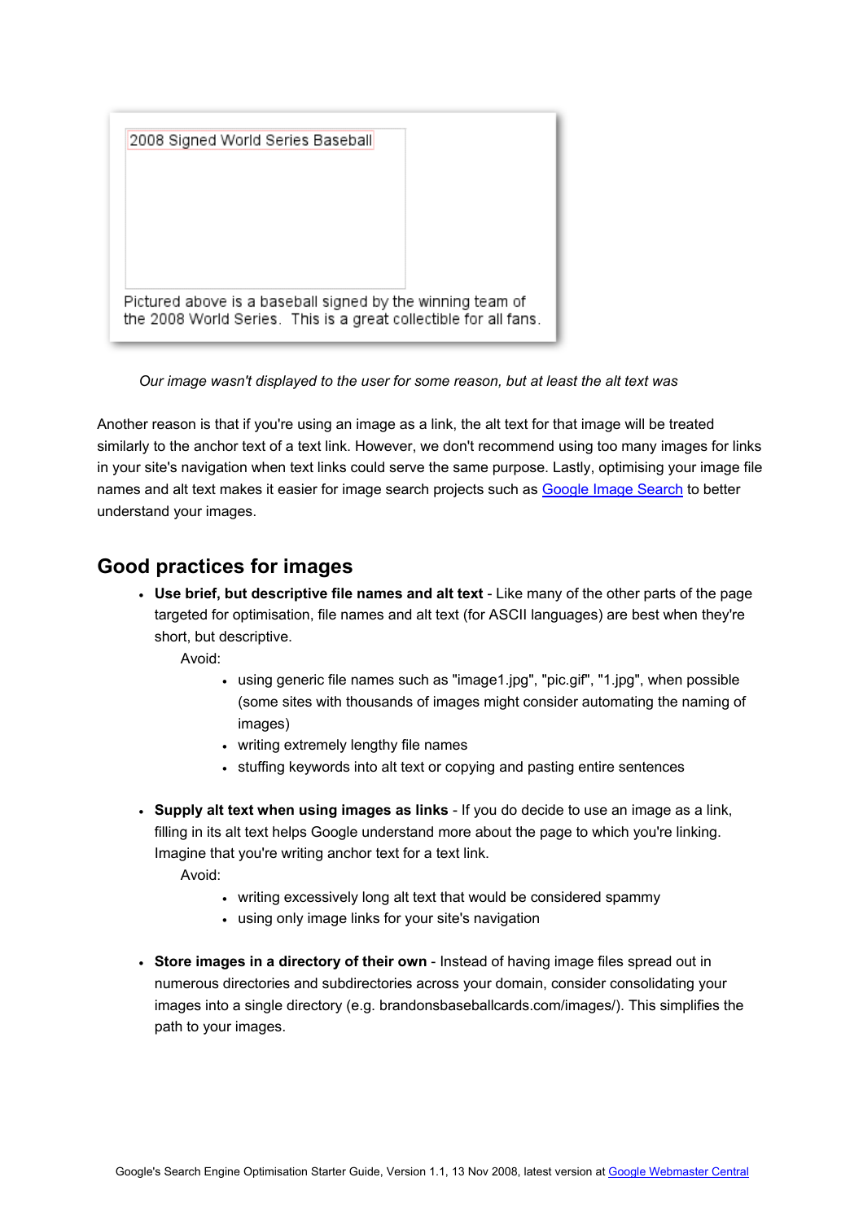2008 Signed World Series Baseball

Pictured above is a baseball signed by the winning team of the 2008 World Series. This is a great collectible for all fans.

*Our image wasn't displayed to the user for some reason, but at least the alt text was*

Another reason is that if you're using an image as a link, the alt text for that image will be treated similarly to the anchor text of a text link. However, we don't recommend using too many images for links in your site's navigation when text links could serve the same purpose. Lastly, optimising your image file names and alt text makes it easier for image search projects such as Google Image Search to better understand your images.

## Good practices for images

- **Use brief, but descriptive file names and alt text** - Like many of the other parts of the page targeted for optimisation, file names and alt text (for ASCII languages) are best when they're short, but descriptive.

  Avoid:
  - using generic file names such as "image1.jpg", "pic.gif", "1.jpg", when possible (some sites with thousands of images might consider automating the naming of images)
  - writing extremely lengthy file names
  - stuffing keywords into alt text or copying and pasting entire sentences

- **Supply alt text when using images as links** - If you do decide to use an image as a link, filling in its alt text helps Google understand more about the page to which you're linking. Imagine that you're writing anchor text for a text link.

  Avoid:
  - writing excessively long alt text that would be considered spammy
  - using only image links for your site's navigation

- **Store images in a directory of their own** - Instead of having image files spread out in numerous directories and subdirectories across your domain, consider consolidating your images into a single directory (e.g. brandonsbaseballcards.com/images/). This simplifies the path to your images.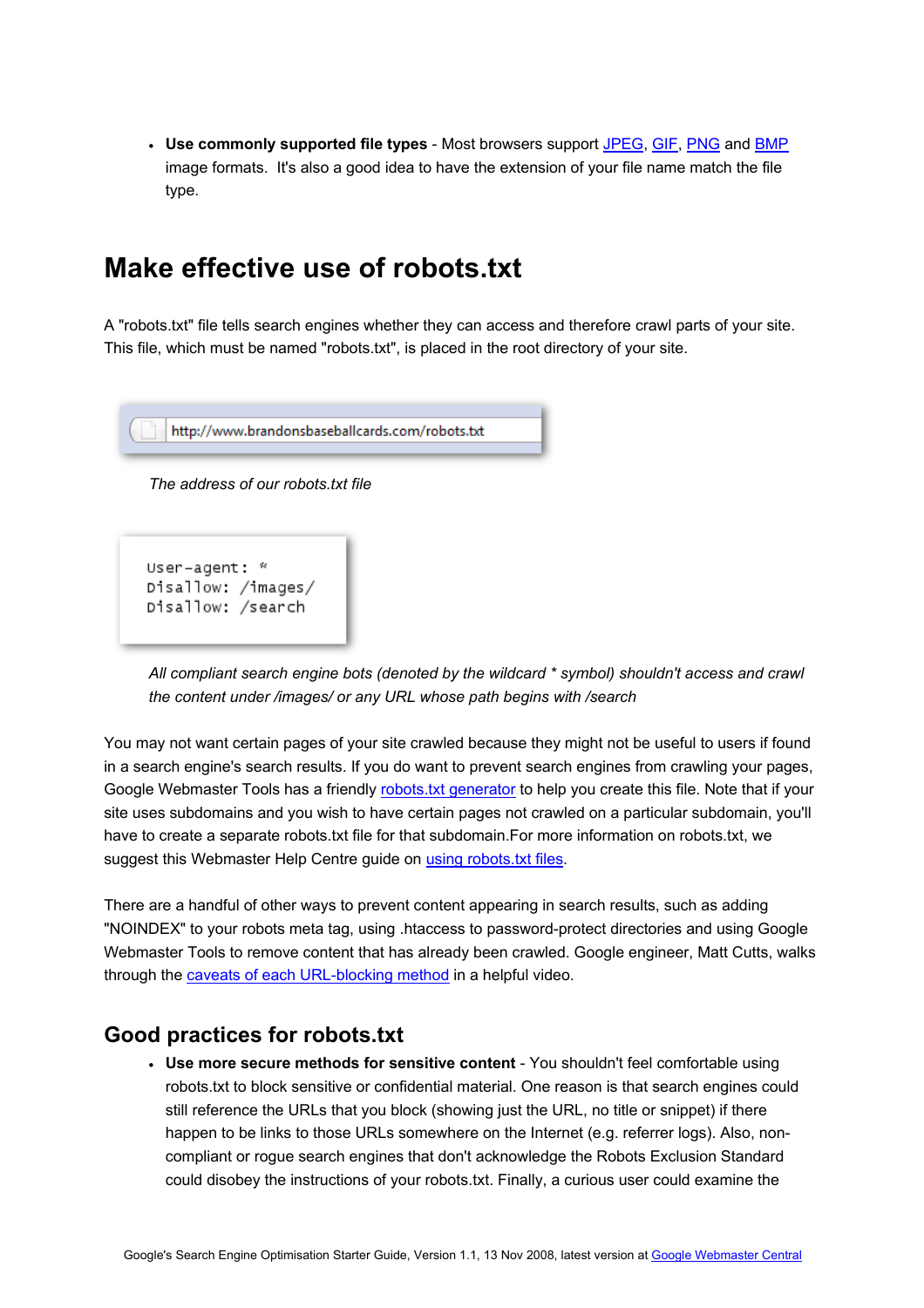- **Use commonly supported file types** - Most browsers support [JPEG](), [GIF](), [PNG]() and [BMP]() image formats. It's also a good idea to have the extension of your file name match the file type.

# Make effective use of robots.txt

A "robots.txt" file tells search engines whether they can access and therefore crawl parts of your site. This file, which must be named "robots.txt", is placed in the root directory of your site.

```
http://www.brandonsbaseballcards.com/robots.txt
```

*The address of our robots.txt file*

```
User-agent: *
Disallow: /images/
Disallow: /search
```

*All compliant search engine bots (denoted by the wildcard * symbol) shouldn't access and crawl the content under /images/ or any URL whose path begins with /search*

You may not want certain pages of your site crawled because they might not be useful to users if found in a search engine's search results. If you do want to prevent search engines from crawling your pages, Google Webmaster Tools has a friendly [robots.txt generator]() to help you create this file. Note that if your site uses subdomains and you wish to have certain pages not crawled on a particular subdomain, you'll have to create a separate robots.txt file for that subdomain.For more information on robots.txt, we suggest this Webmaster Help Centre guide on [using robots.txt files]().

There are a handful of other ways to prevent content appearing in search results, such as adding "NOINDEX" to your robots meta tag, using .htaccess to password-protect directories and using Google Webmaster Tools to remove content that has already been crawled. Google engineer, Matt Cutts, walks through the [caveats of each URL-blocking method]() in a helpful video.

## Good practices for robots.txt

- **Use more secure methods for sensitive content** - You shouldn't feel comfortable using robots.txt to block sensitive or confidential material. One reason is that search engines could still reference the URLs that you block (showing just the URL, no title or snippet) if there happen to be links to those URLs somewhere on the Internet (e.g. referrer logs). Also, non-compliant or rogue search engines that don't acknowledge the Robots Exclusion Standard could disobey the instructions of your robots.txt. Finally, a curious user could examine the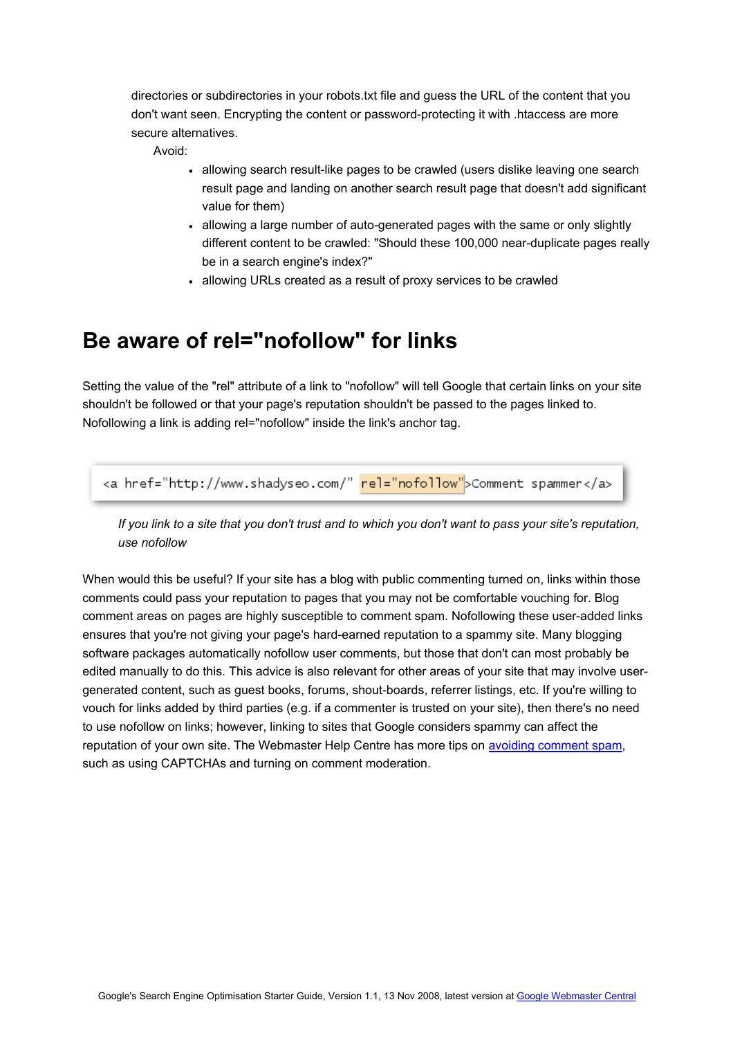directories or subdirectories in your robots.txt file and guess the URL of the content that you don't want seen. Encrypting the content or password-protecting it with .htaccess are more secure alternatives.

Avoid:

- allowing search result-like pages to be crawled (users dislike leaving one search result page and landing on another search result page that doesn't add significant value for them)
- allowing a large number of auto-generated pages with the same or only slightly different content to be crawled: "Should these 100,000 near-duplicate pages really be in a search engine's index?"
- allowing URLs created as a result of proxy services to be crawled

# Be aware of rel="nofollow" for links

Setting the value of the "rel" attribute of a link to "nofollow" will tell Google that certain links on your site shouldn't be followed or that your page's reputation shouldn't be passed to the pages linked to. Nofollowing a link is adding rel="nofollow" inside the link's anchor tag.

```
<a href="http://www.shadyseo.com/" rel="nofollow">Comment spammer</a>
```

*If you link to a site that you don't trust and to which you don't want to pass your site's reputation, use nofollow*

When would this be useful? If your site has a blog with public commenting turned on, links within those comments could pass your reputation to pages that you may not be comfortable vouching for. Blog comment areas on pages are highly susceptible to comment spam. Nofollowing these user-added links ensures that you're not giving your page's hard-earned reputation to a spammy site. Many blogging software packages automatically nofollow user comments, but those that don't can most probably be edited manually to do this. This advice is also relevant for other areas of your site that may involve user-generated content, such as guest books, forums, shout-boards, referrer listings, etc. If you're willing to vouch for links added by third parties (e.g. if a commenter is trusted on your site), then there's no need to use nofollow on links; however, linking to sites that Google considers spammy can affect the reputation of your own site. The Webmaster Help Centre has more tips on avoiding comment spam, such as using CAPTCHAs and turning on comment moderation.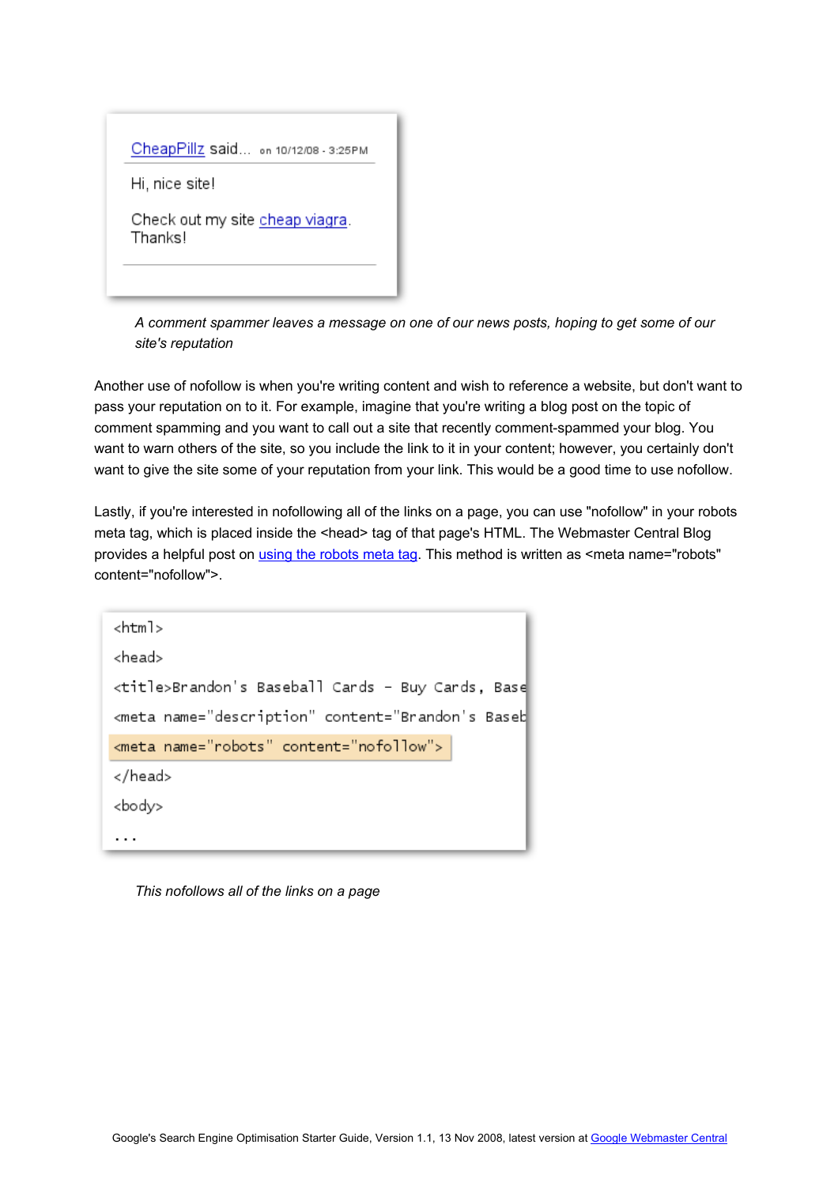CheapPillz said... on 10/12/08 - 3:25PM

Hi, nice site!

Check out my site cheap viagra.
Thanks!

*A comment spammer leaves a message on one of our news posts, hoping to get some of our site's reputation*

Another use of nofollow is when you're writing content and wish to reference a website, but don't want to pass your reputation on to it. For example, imagine that you're writing a blog post on the topic of comment spamming and you want to call out a site that recently comment-spammed your blog. You want to warn others of the site, so you include the link to it in your content; however, you certainly don't want to give the site some of your reputation from your link. This would be a good time to use nofollow.

Lastly, if you're interested in nofollowing all of the links on a page, you can use "nofollow" in your robots meta tag, which is placed inside the <head> tag of that page's HTML. The Webmaster Central Blog provides a helpful post on using the robots meta tag. This method is written as <meta name="robots" content="nofollow">.

```
<html>
<head>
<title>Brandon's Baseball Cards - Buy Cards, Base
<meta name="description" content="Brandon's Baseb
<meta name="robots" content="nofollow">
</head>
<body>
...
```

*This nofollows all of the links on a page*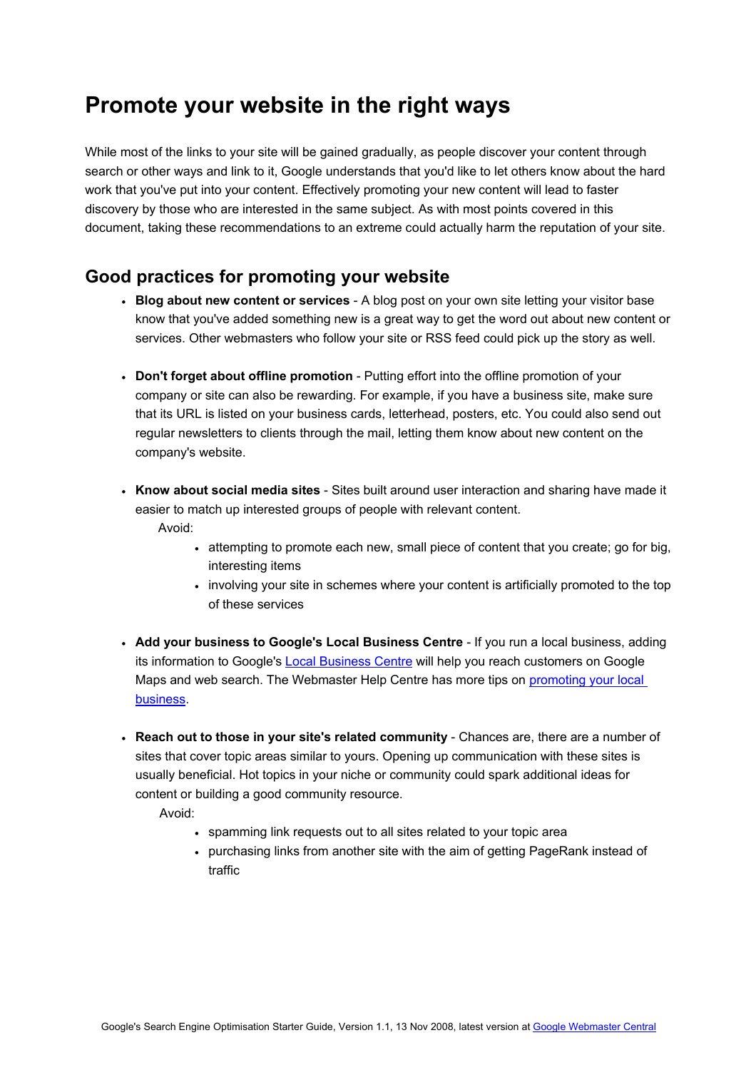# Promote your website in the right ways

While most of the links to your site will be gained gradually, as people discover your content through search or other ways and link to it, Google understands that you'd like to let others know about the hard work that you've put into your content. Effectively promoting your new content will lead to faster discovery by those who are interested in the same subject. As with most points covered in this document, taking these recommendations to an extreme could actually harm the reputation of your site.

## Good practices for promoting your website

- **Blog about new content or services** - A blog post on your own site letting your visitor base know that you've added something new is a great way to get the word out about new content or services. Other webmasters who follow your site or RSS feed could pick up the story as well.

- **Don't forget about offline promotion** - Putting effort into the offline promotion of your company or site can also be rewarding. For example, if you have a business site, make sure that its URL is listed on your business cards, letterhead, posters, etc. You could also send out regular newsletters to clients through the mail, letting them know about new content on the company's website.

- **Know about social media sites** - Sites built around user interaction and sharing have made it easier to match up interested groups of people with relevant content.
  Avoid:
    - attempting to promote each new, small piece of content that you create; go for big, interesting items
    - involving your site in schemes where your content is artificially promoted to the top of these services

- **Add your business to Google's Local Business Centre** - If you run a local business, adding its information to Google's Local Business Centre will help you reach customers on Google Maps and web search. The Webmaster Help Centre has more tips on promoting your local business.

- **Reach out to those in your site's related community** - Chances are, there are a number of sites that cover topic areas similar to yours. Opening up communication with these sites is usually beneficial. Hot topics in your niche or community could spark additional ideas for content or building a good community resource.
  Avoid:
    - spamming link requests out to all sites related to your topic area
    - purchasing links from another site with the aim of getting PageRank instead of traffic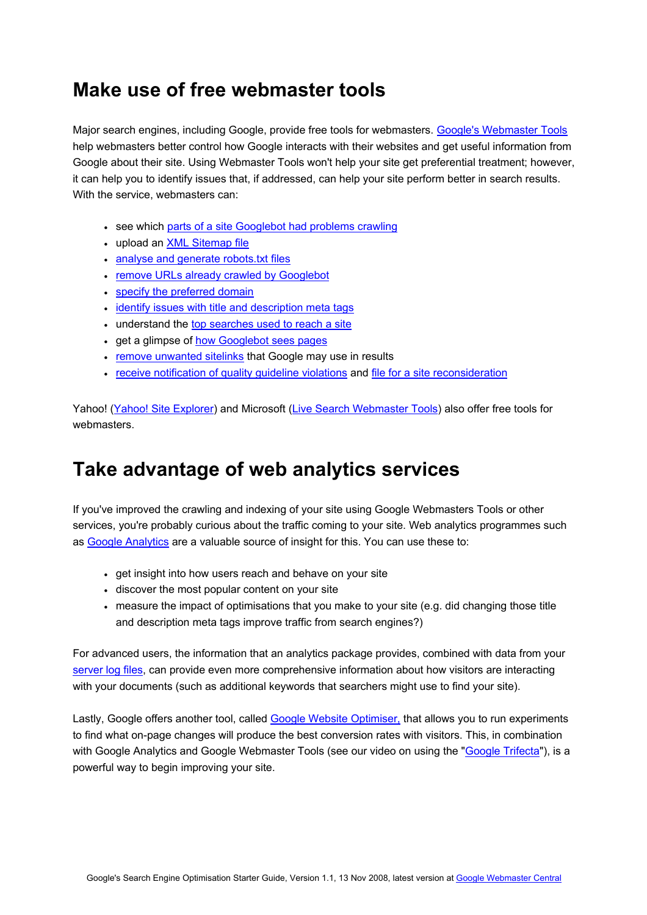# Make use of free webmaster tools

Major search engines, including Google, provide free tools for webmasters. Google's Webmaster Tools help webmasters better control how Google interacts with their websites and get useful information from Google about their site. Using Webmaster Tools won't help your site get preferential treatment; however, it can help you to identify issues that, if addressed, can help your site perform better in search results. With the service, webmasters can:

- see which parts of a site Googlebot had problems crawling
- upload an XML Sitemap file
- analyse and generate robots.txt files
- remove URLs already crawled by Googlebot
- specify the preferred domain
- identify issues with title and description meta tags
- understand the top searches used to reach a site
- get a glimpse of how Googlebot sees pages
- remove unwanted sitelinks that Google may use in results
- receive notification of quality guideline violations and file for a site reconsideration

Yahoo! (Yahoo! Site Explorer) and Microsoft (Live Search Webmaster Tools) also offer free tools for webmasters.

# Take advantage of web analytics services

If you've improved the crawling and indexing of your site using Google Webmasters Tools or other services, you're probably curious about the traffic coming to your site. Web analytics programmes such as Google Analytics are a valuable source of insight for this. You can use these to:

- get insight into how users reach and behave on your site
- discover the most popular content on your site
- measure the impact of optimisations that you make to your site (e.g. did changing those title and description meta tags improve traffic from search engines?)

For advanced users, the information that an analytics package provides, combined with data from your server log files, can provide even more comprehensive information about how visitors are interacting with your documents (such as additional keywords that searchers might use to find your site).

Lastly, Google offers another tool, called Google Website Optimiser, that allows you to run experiments to find what on-page changes will produce the best conversion rates with visitors. This, in combination with Google Analytics and Google Webmaster Tools (see our video on using the "Google Trifecta"), is a powerful way to begin improving your site.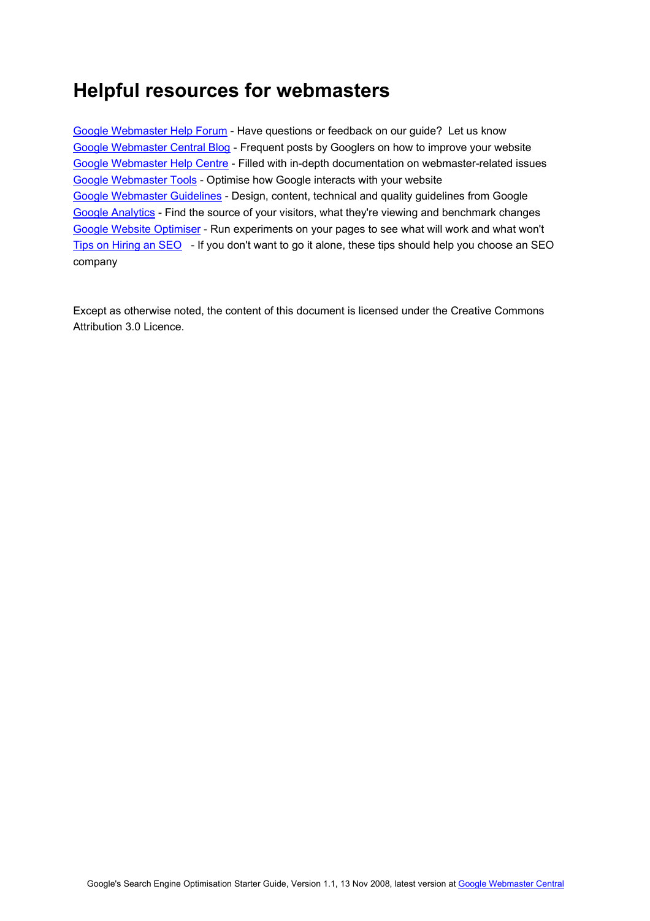# Helpful resources for webmasters

Google Webmaster Help Forum - Have questions or feedback on our guide? Let us know
Google Webmaster Central Blog - Frequent posts by Googlers on how to improve your website
Google Webmaster Help Centre - Filled with in-depth documentation on webmaster-related issues
Google Webmaster Tools - Optimise how Google interacts with your website
Google Webmaster Guidelines - Design, content, technical and quality guidelines from Google
Google Analytics - Find the source of your visitors, what they're viewing and benchmark changes
Google Website Optimiser - Run experiments on your pages to see what will work and what won't
Tips on Hiring an SEO - If you don't want to go it alone, these tips should help you choose an SEO company

Except as otherwise noted, the content of this document is licensed under the Creative Commons Attribution 3.0 Licence.

Google's Search Engine Optimisation Starter Guide, Version 1.1, 13 Nov 2008, latest version at Google Webmaster Central